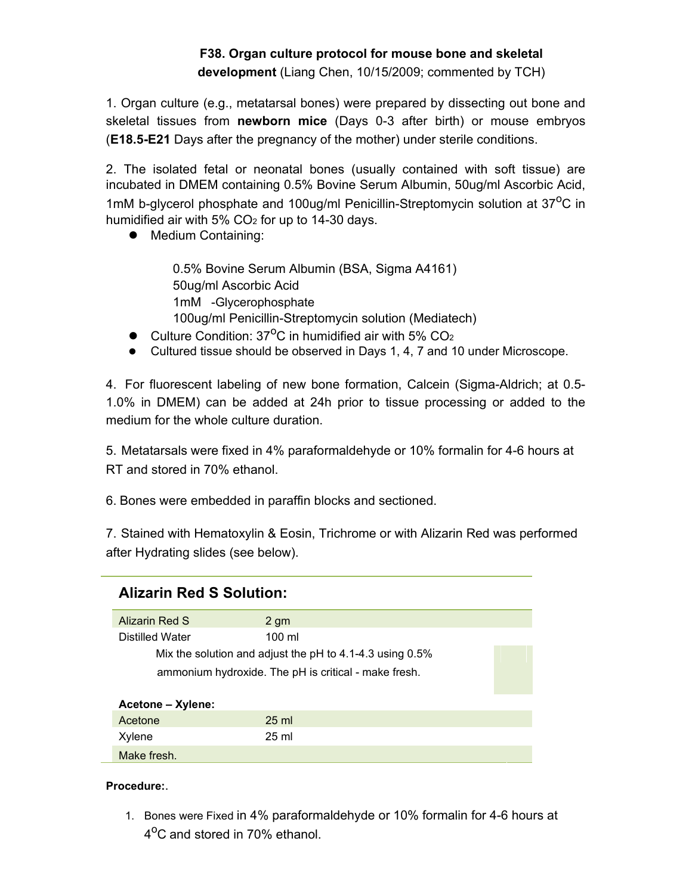# F38. Organ culture protocol for mouse bone and skeletal development (Liang Chen, 10/15/2009; commented by TCH)

1. Organ culture (e.g., metatarsal bones) were prepared by dissecting out bone and skeletal tissues from **newborn mice** (Days 0-3 after birth) or mouse embryos (**E18.5-E21** Days after the pregnancy of the mother) under sterile conditions.

2. The isolated fetal or neonatal bones (usually contained with soft tissue) are incubated in DMEM containing 0.5% Bovine Serum Albumin, 50ug/ml Ascorbic Acid, 1mM b-glycerol phosphate and 100ug/ml Penicillin-Streptomycin solution at 37$^{o}$C in humidified air with 5% $CO_2$ for up to 14-30 days.

- Medium Containing:

  0.5% Bovine Serum Albumin (BSA, Sigma A4161)
  50ug/ml Ascorbic Acid
  1mM -Glycerophosphate
  100ug/ml Penicillin-Streptomycin solution (Mediatech)

- Culture Condition: 37$^{o}$C in humidified air with 5% $CO_2$
- Cultured tissue should be observed in Days 1, 4, 7 and 10 under Microscope.

4. For fluorescent labeling of new bone formation, Calcein (Sigma-Aldrich; at 0.5-1.0% in DMEM) can be added at 24h prior to tissue processing or added to the medium for the whole culture duration.

5. Metatarsals were fixed in 4% paraformaldehyde or 10% formalin for 4-6 hours at RT and stored in 70% ethanol.

6. Bones were embedded in paraffin blocks and sectioned.

7. Stained with Hematoxylin & Eosin, Trichrome or with Alizarin Red was performed after Hydrating slides (see below).

## Alizarin Red S Solution:

| | |
|---|---|
| Alizarin Red S | 2 gm |
| Distilled Water | 100 ml |
| Mix the solution and adjust the pH to 4.1-4.3 using 0.5% ammonium hydroxide. The pH is critical - make fresh. | |

**Acetone – Xylene:**

| | |
|---|---|
| Acetone | 25 ml |
| Xylene | 25 ml |
| Make fresh. | |

**Procedure:**.

1. Bones were Fixed in 4% paraformaldehyde or 10% formalin for 4-6 hours at 4$^{o}$C and stored in 70% ethanol.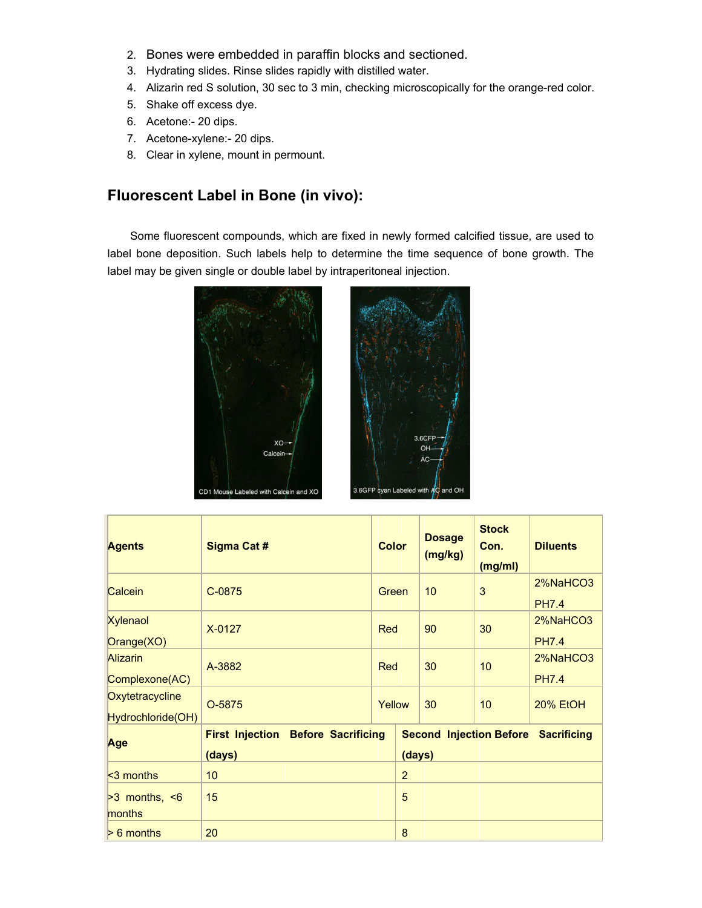2. Bones were embedded in paraffin blocks and sectioned.
3. Hydrating slides. Rinse slides rapidly with distilled water.
4. Alizarin red S solution, 30 sec to 3 min, checking microscopically for the orange-red color.
5. Shake off excess dye.
6. Acetone:- 20 dips.
7. Acetone-xylene:- 20 dips.
8. Clear in xylene, mount in permount.

## Fluorescent Label in Bone (in vivo):

Some fluorescent compounds, which are fixed in newly formed calcified tissue, are used to label bone deposition. Such labels help to determine the time sequence of bone growth. The label may be given single or double label by intraperitoneal injection.

XO
Calcein
CD1 Mouse Labeled with Calcein and XO

3.6CFP
OH
AC
3.6GFP cyan Labeled with AC and OH

| Agents | Sigma Cat # | Color | Dosage (mg/kg) | Stock Con. (mg/ml) | Diluents |
|---|---|---|---|---|---|
| Calcein | C-0875 | Green | 10 | 3 | 2%NaHCO3 PH7.4 |
| Xylenaol Orange(XO) | X-0127 | Red | 90 | 30 | 2%NaHCO3 PH7.4 |
| Alizarin Complexone(AC) | A-3882 | Red | 30 | 10 | 2%NaHCO3 PH7.4 |
| Oxytetracycline Hydrochloride(OH) | O-5875 | Yellow | 30 | 10 | 20% EtOH |

| Age | First Injection Before Sacrificing (days) | Second Injection Before Sacrificing (days) |
|---|---|---|
| <3 months | 10 | 2 |
| >3 months, <6 months | 15 | 5 |
| > 6 months | 20 | 8 |